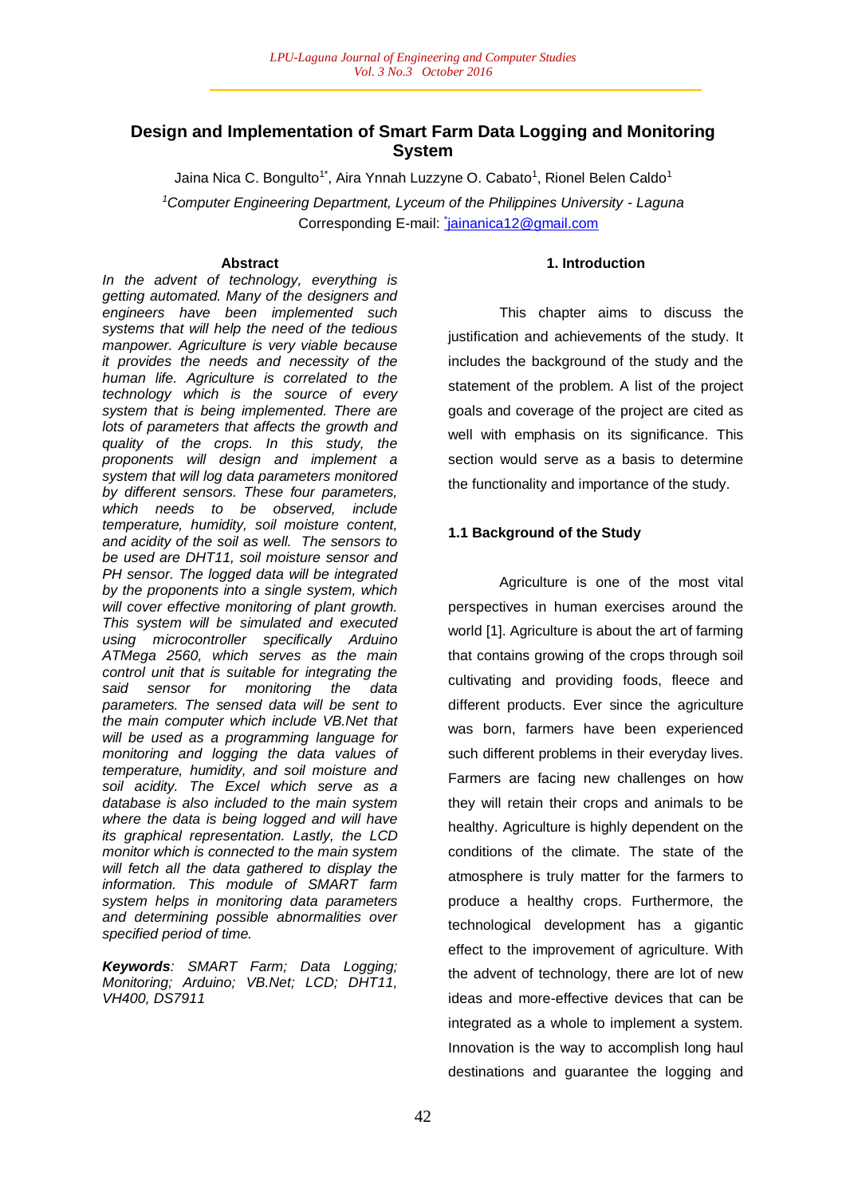# Design and Implementation of Smart Farm Data Logging and Monitoring System

Jaina Nica C. Bongulto[1*], Aira Ynnah Luzzyne O. Cabato[1], Rionel Belen Caldo[1]

[1]Computer Engineering Department, Lyceum of the Philippines University - Laguna

Corresponding E-mail: [*]jainanica12@gmail.com

## Abstract

*In the advent of technology, everything is getting automated. Many of the designers and engineers have been implemented such systems that will help the need of the tedious manpower. Agriculture is very viable because it provides the needs and necessity of the human life. Agriculture is correlated to the technology which is the source of every system that is being implemented. There are lots of parameters that affects the growth and quality of the crops. In this study, the proponents will design and implement a system that will log data parameters monitored by different sensors. These four parameters, which needs to be observed, include temperature, humidity, soil moisture content, and acidity of the soil as well. The sensors to be used are DHT11, soil moisture sensor and PH sensor. The logged data will be integrated by the proponents into a single system, which will cover effective monitoring of plant growth. This system will be simulated and executed using microcontroller specifically Arduino ATMega 2560, which serves as the main control unit that is suitable for integrating the said sensor for monitoring the data parameters. The sensed data will be sent to the main computer which include VB.Net that will be used as a programming language for monitoring and logging the data values of temperature, humidity, and soil moisture and soil acidity. The Excel which serve as a database is also included to the main system where the data is being logged and will have its graphical representation. Lastly, the LCD monitor which is connected to the main system will fetch all the data gathered to display the information. This module of SMART farm system helps in monitoring data parameters and determining possible abnormalities over specified period of time.*

***Keywords****: SMART Farm; Data Logging; Monitoring; Arduino; VB.Net; LCD; DHT11, VH400, DS7911*

## 1. Introduction

This chapter aims to discuss the justification and achievements of the study. It includes the background of the study and the statement of the problem. A list of the project goals and coverage of the project are cited as well with emphasis on its significance. This section would serve as a basis to determine the functionality and importance of the study.

### 1.1 Background of the Study

Agriculture is one of the most vital perspectives in human exercises around the world [1]. Agriculture is about the art of farming that contains growing of the crops through soil cultivating and providing foods, fleece and different products. Ever since the agriculture was born, farmers have been experienced such different problems in their everyday lives. Farmers are facing new challenges on how they will retain their crops and animals to be healthy. Agriculture is highly dependent on the conditions of the climate. The state of the atmosphere is truly matter for the farmers to produce a healthy crops. Furthermore, the technological development has a gigantic effect to the improvement of agriculture. With the advent of technology, there are lot of new ideas and more-effective devices that can be integrated as a whole to implement a system. Innovation is the way to accomplish long haul destinations and guarantee the logging and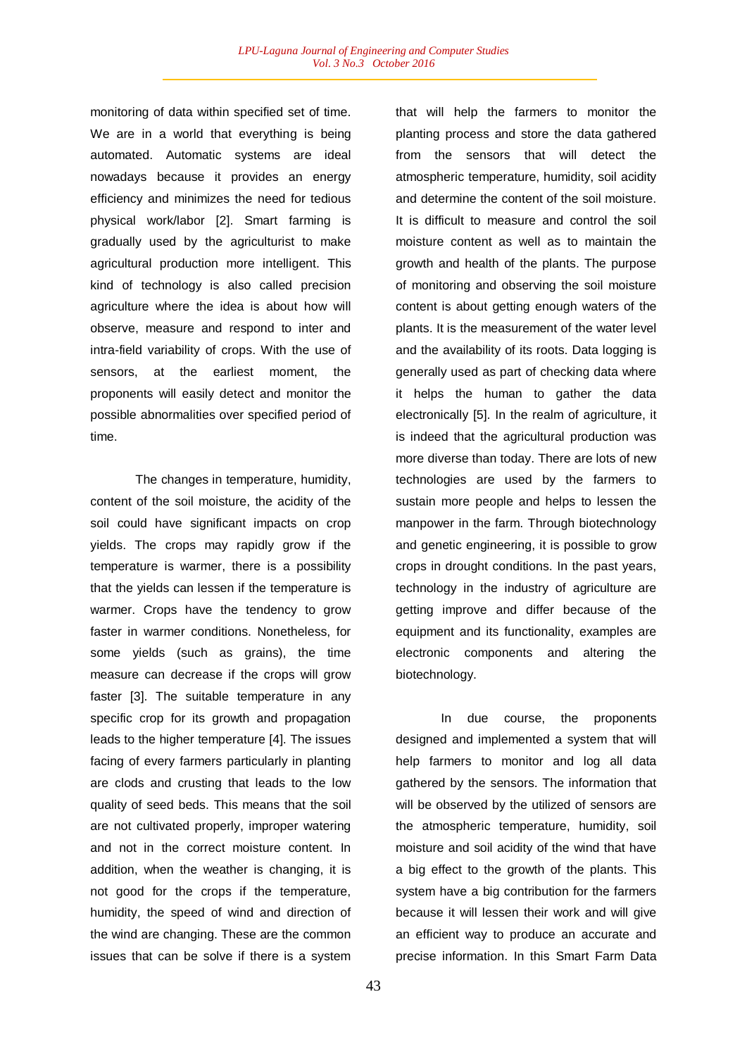monitoring of data within specified set of time. We are in a world that everything is being automated. Automatic systems are ideal nowadays because it provides an energy efficiency and minimizes the need for tedious physical work/labor [2]. Smart farming is gradually used by the agriculturist to make agricultural production more intelligent. This kind of technology is also called precision agriculture where the idea is about how will observe, measure and respond to inter and intra-field variability of crops. With the use of sensors, at the earliest moment, the proponents will easily detect and monitor the possible abnormalities over specified period of time.

The changes in temperature, humidity, content of the soil moisture, the acidity of the soil could have significant impacts on crop yields. The crops may rapidly grow if the temperature is warmer, there is a possibility that the yields can lessen if the temperature is warmer. Crops have the tendency to grow faster in warmer conditions. Nonetheless, for some yields (such as grains), the time measure can decrease if the crops will grow faster [3]. The suitable temperature in any specific crop for its growth and propagation leads to the higher temperature [4]. The issues facing of every farmers particularly in planting are clods and crusting that leads to the low quality of seed beds. This means that the soil are not cultivated properly, improper watering and not in the correct moisture content. In addition, when the weather is changing, it is not good for the crops if the temperature, humidity, the speed of wind and direction of the wind are changing. These are the common issues that can be solve if there is a system that will help the farmers to monitor the planting process and store the data gathered from the sensors that will detect the atmospheric temperature, humidity, soil acidity and determine the content of the soil moisture. It is difficult to measure and control the soil moisture content as well as to maintain the growth and health of the plants. The purpose of monitoring and observing the soil moisture content is about getting enough waters of the plants. It is the measurement of the water level and the availability of its roots. Data logging is generally used as part of checking data where it helps the human to gather the data electronically [5]. In the realm of agriculture, it is indeed that the agricultural production was more diverse than today. There are lots of new technologies are used by the farmers to sustain more people and helps to lessen the manpower in the farm. Through biotechnology and genetic engineering, it is possible to grow crops in drought conditions. In the past years, technology in the industry of agriculture are getting improve and differ because of the equipment and its functionality, examples are electronic components and altering the biotechnology.

In due course, the proponents designed and implemented a system that will help farmers to monitor and log all data gathered by the sensors. The information that will be observed by the utilized of sensors are the atmospheric temperature, humidity, soil moisture and soil acidity of the wind that have a big effect to the growth of the plants. This system have a big contribution for the farmers because it will lessen their work and will give an efficient way to produce an accurate and precise information. In this Smart Farm Data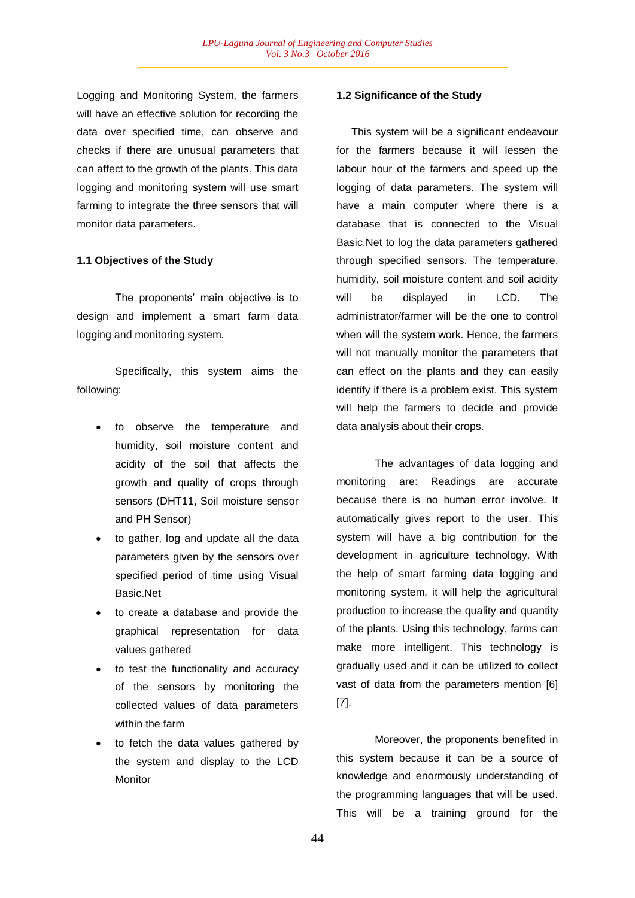Logging and Monitoring System, the farmers will have an effective solution for recording the data over specified time, can observe and checks if there are unusual parameters that can affect to the growth of the plants. This data logging and monitoring system will use smart farming to integrate the three sensors that will monitor data parameters.

### 1.1 Objectives of the Study

The proponents' main objective is to design and implement a smart farm data logging and monitoring system.

Specifically, this system aims the following:

- to observe the temperature and humidity, soil moisture content and acidity of the soil that affects the growth and quality of crops through sensors (DHT11, Soil moisture sensor and PH Sensor)
- to gather, log and update all the data parameters given by the sensors over specified period of time using Visual Basic.Net
- to create a database and provide the graphical representation for data values gathered
- to test the functionality and accuracy of the sensors by monitoring the collected values of data parameters within the farm
- to fetch the data values gathered by the system and display to the LCD Monitor

### 1.2 Significance of the Study

This system will be a significant endeavour for the farmers because it will lessen the labour hour of the farmers and speed up the logging of data parameters. The system will have a main computer where there is a database that is connected to the Visual Basic.Net to log the data parameters gathered through specified sensors. The temperature, humidity, soil moisture content and soil acidity will be displayed in LCD. The administrator/farmer will be the one to control when will the system work. Hence, the farmers will not manually monitor the parameters that can effect on the plants and they can easily identify if there is a problem exist. This system will help the farmers to decide and provide data analysis about their crops.

The advantages of data logging and monitoring are: Readings are accurate because there is no human error involve. It automatically gives report to the user. This system will have a big contribution for the development in agriculture technology. With the help of smart farming data logging and monitoring system, it will help the agricultural production to increase the quality and quantity of the plants. Using this technology, farms can make more intelligent. This technology is gradually used and it can be utilized to collect vast of data from the parameters mention [6] [7].

Moreover, the proponents benefited in this system because it can be a source of knowledge and enormously understanding of the programming languages that will be used. This will be a training ground for the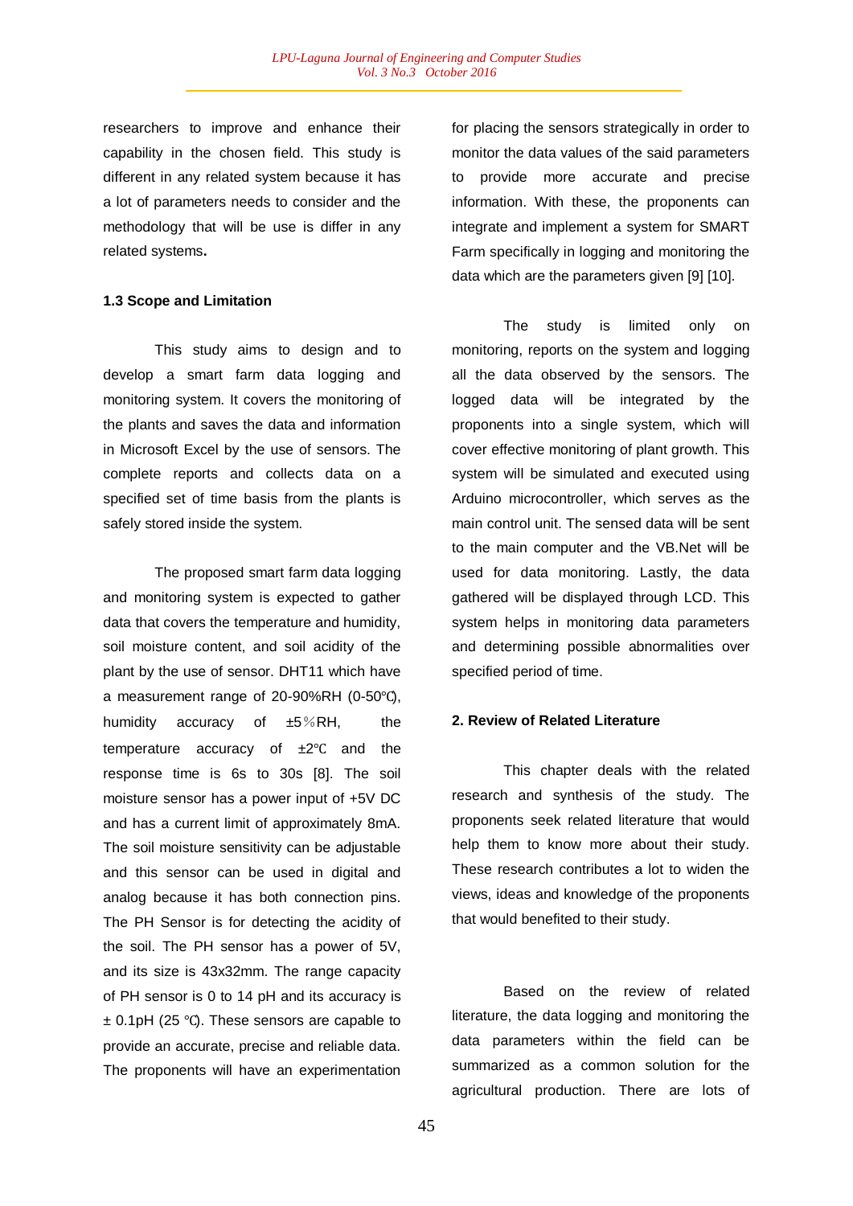researchers to improve and enhance their capability in the chosen field. This study is different in any related system because it has a lot of parameters needs to consider and the methodology that will be use is differ in any related systems**.**

### 1.3 Scope and Limitation

This study aims to design and to develop a smart farm data logging and monitoring system. It covers the monitoring of the plants and saves the data and information in Microsoft Excel by the use of sensors. The complete reports and collects data on a specified set of time basis from the plants is safely stored inside the system.

The proposed smart farm data logging and monitoring system is expected to gather data that covers the temperature and humidity, soil moisture content, and soil acidity of the plant by the use of sensor. DHT11 which have a measurement range of 20-90%RH (0-50℃), humidity accuracy of ±5％RH, the temperature accuracy of ±2℃ and the response time is 6s to 30s [8]. The soil moisture sensor has a power input of +5V DC and has a current limit of approximately 8mA. The soil moisture sensitivity can be adjustable and this sensor can be used in digital and analog because it has both connection pins. The PH Sensor is for detecting the acidity of the soil. The PH sensor has a power of 5V, and its size is 43x32mm. The range capacity of PH sensor is 0 to 14 pH and its accuracy is ± 0.1pH (25 ℃). These sensors are capable to provide an accurate, precise and reliable data. The proponents will have an experimentation for placing the sensors strategically in order to monitor the data values of the said parameters to provide more accurate and precise information. With these, the proponents can integrate and implement a system for SMART Farm specifically in logging and monitoring the data which are the parameters given [9] [10].

The study is limited only on monitoring, reports on the system and logging all the data observed by the sensors. The logged data will be integrated by the proponents into a single system, which will cover effective monitoring of plant growth. This system will be simulated and executed using Arduino microcontroller, which serves as the main control unit. The sensed data will be sent to the main computer and the VB.Net will be used for data monitoring. Lastly, the data gathered will be displayed through LCD. This system helps in monitoring data parameters and determining possible abnormalities over specified period of time.

## 2. Review of Related Literature

This chapter deals with the related research and synthesis of the study. The proponents seek related literature that would help them to know more about their study. These research contributes a lot to widen the views, ideas and knowledge of the proponents that would benefited to their study.

Based on the review of related literature, the data logging and monitoring the data parameters within the field can be summarized as a common solution for the agricultural production. There are lots of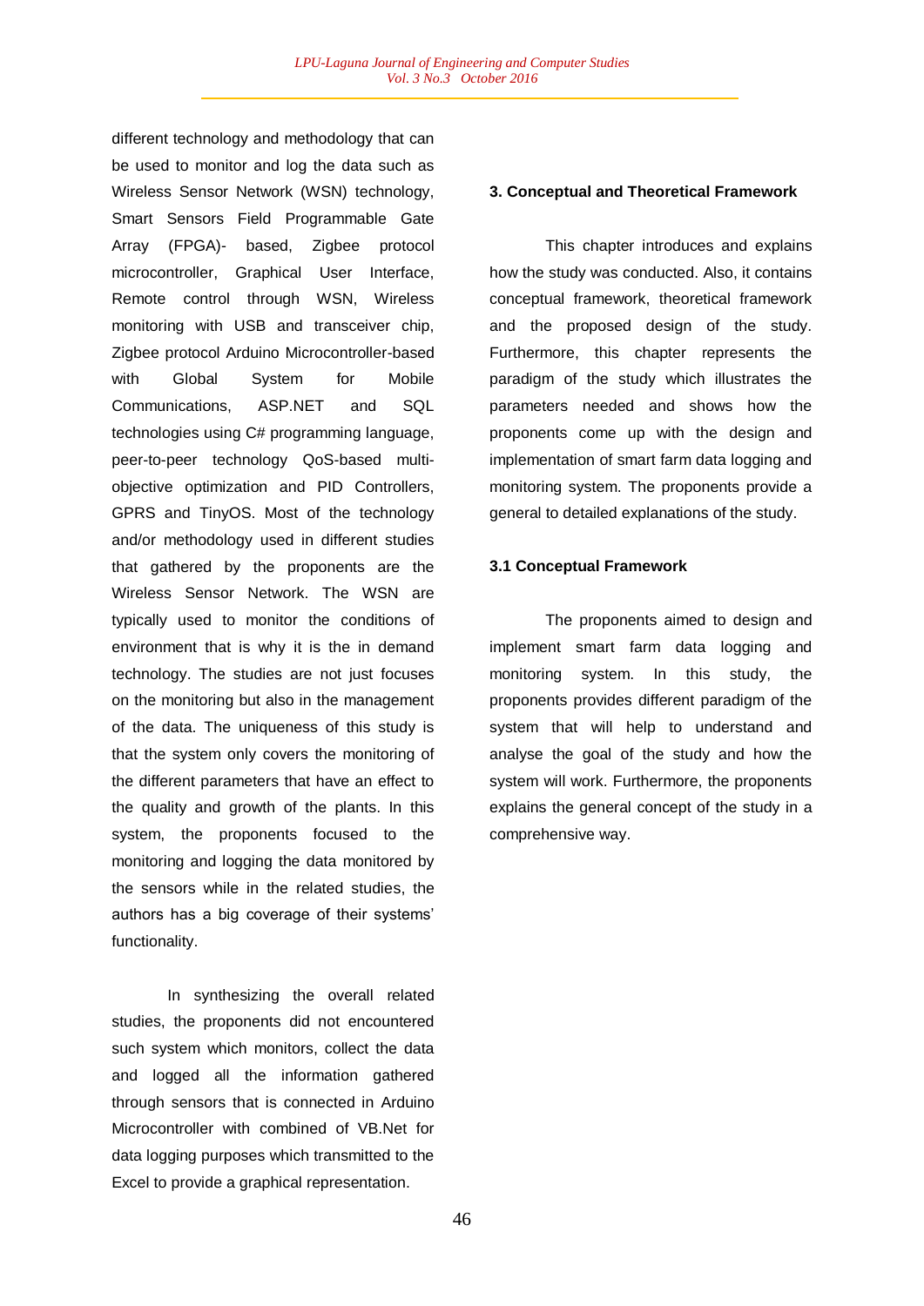different technology and methodology that can be used to monitor and log the data such as Wireless Sensor Network (WSN) technology, Smart Sensors Field Programmable Gate Array (FPGA)- based, Zigbee protocol microcontroller, Graphical User Interface, Remote control through WSN, Wireless monitoring with USB and transceiver chip, Zigbee protocol Arduino Microcontroller-based with Global System for Mobile Communications, ASP.NET and SQL technologies using C# programming language, peer-to-peer technology QoS-based multi-objective optimization and PID Controllers, GPRS and TinyOS. Most of the technology and/or methodology used in different studies that gathered by the proponents are the Wireless Sensor Network. The WSN are typically used to monitor the conditions of environment that is why it is the in demand technology. The studies are not just focuses on the monitoring but also in the management of the data. The uniqueness of this study is that the system only covers the monitoring of the different parameters that have an effect to the quality and growth of the plants. In this system, the proponents focused to the monitoring and logging the data monitored by the sensors while in the related studies, the authors has a big coverage of their systems' functionality.

In synthesizing the overall related studies, the proponents did not encountered such system which monitors, collect the data and logged all the information gathered through sensors that is connected in Arduino Microcontroller with combined of VB.Net for data logging purposes which transmitted to the Excel to provide a graphical representation.

## 3. Conceptual and Theoretical Framework

This chapter introduces and explains how the study was conducted. Also, it contains conceptual framework, theoretical framework and the proposed design of the study. Furthermore, this chapter represents the paradigm of the study which illustrates the parameters needed and shows how the proponents come up with the design and implementation of smart farm data logging and monitoring system. The proponents provide a general to detailed explanations of the study.

### 3.1 Conceptual Framework

The proponents aimed to design and implement smart farm data logging and monitoring system. In this study, the proponents provides different paradigm of the system that will help to understand and analyse the goal of the study and how the system will work. Furthermore, the proponents explains the general concept of the study in a comprehensive way.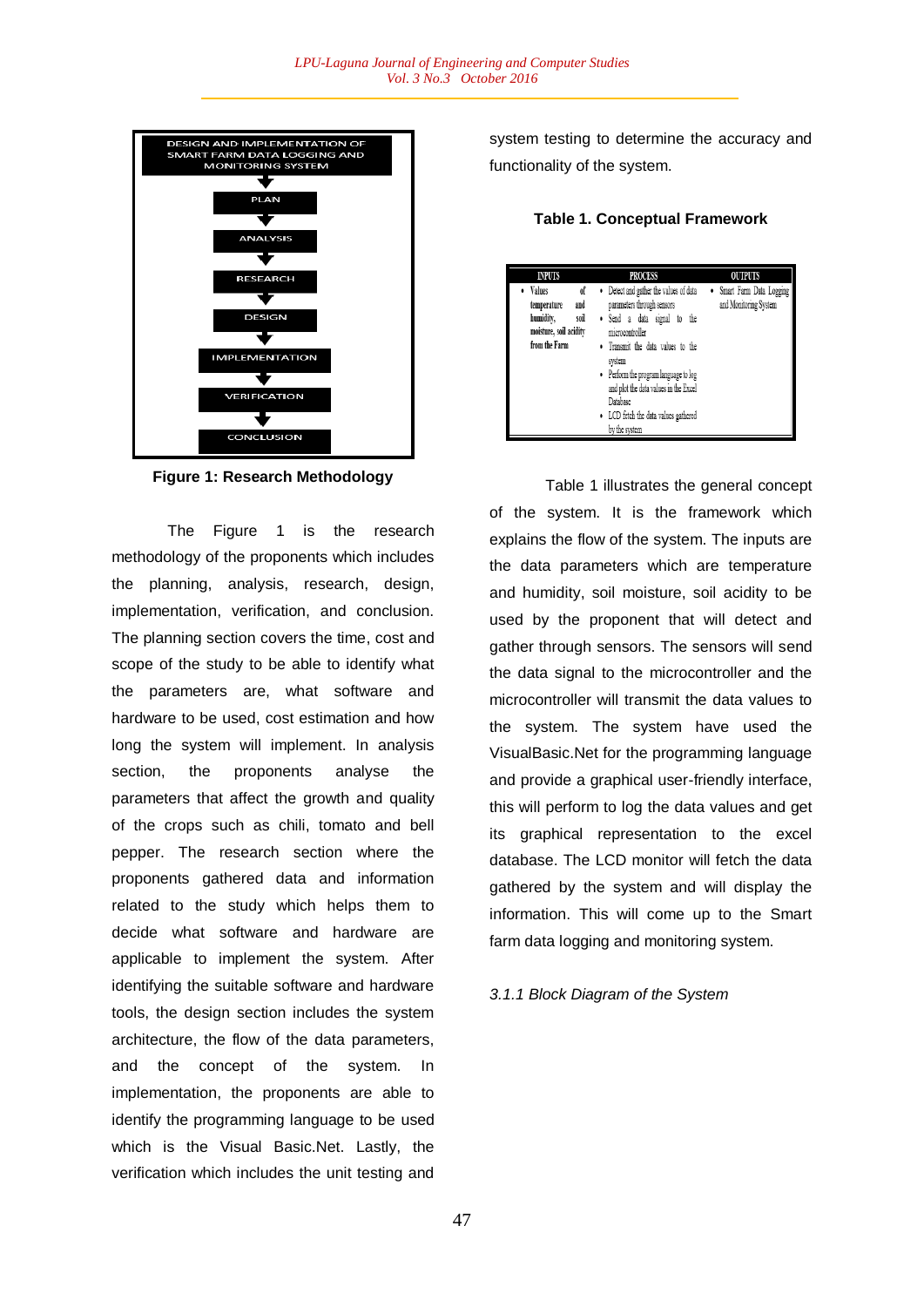DESIGN AND IMPLEMENTATION OF SMART FARM DATA LOGGING AND MONITORING SYSTEM

PLAN

ANALYSIS

RESEARCH

DESIGN

IMPLEMENTATION

VERIFICATION

CONCLUSION

**Figure 1: Research Methodology**

The Figure 1 is the research methodology of the proponents which includes the planning, analysis, research, design, implementation, verification, and conclusion. The planning section covers the time, cost and scope of the study to be able to identify what the parameters are, what software and hardware to be used, cost estimation and how long the system will implement. In analysis section, the proponents analyse the parameters that affect the growth and quality of the crops such as chili, tomato and bell pepper. The research section where the proponents gathered data and information related to the study which helps them to decide what software and hardware are applicable to implement the system. After identifying the suitable software and hardware tools, the design section includes the system architecture, the flow of the data parameters, and the concept of the system. In implementation, the proponents are able to identify the programming language to be used which is the Visual Basic.Net. Lastly, the verification which includes the unit testing and system testing to determine the accuracy and functionality of the system.

**Table 1. Conceptual Framework**

| INPUTS | PROCESS | OUTPUTS |
|---|---|---|
| • Values of **temperature and humidity, soil moisture, soil acidity from the Farm** | • Detect and gather the values of data parameters through sensors<br>• Send a data signal to the microcontroller<br>• Transmit the data values to the system<br>• Perform the program language to log and plot the data values in the Excel Database<br>• LCD fetch the data values gathered by the system | • Smart Farm Data Logging and Monitoring System |

Table 1 illustrates the general concept of the system. It is the framework which explains the flow of the system. The inputs are the data parameters which are temperature and humidity, soil moisture, soil acidity to be used by the proponent that will detect and gather through sensors. The sensors will send the data signal to the microcontroller and the microcontroller will transmit the data values to the system. The system have used the VisualBasic.Net for the programming language and provide a graphical user-friendly interface, this will perform to log the data values and get its graphical representation to the excel database. The LCD monitor will fetch the data gathered by the system and will display the information. This will come up to the Smart farm data logging and monitoring system.

*3.1.1 Block Diagram of the System*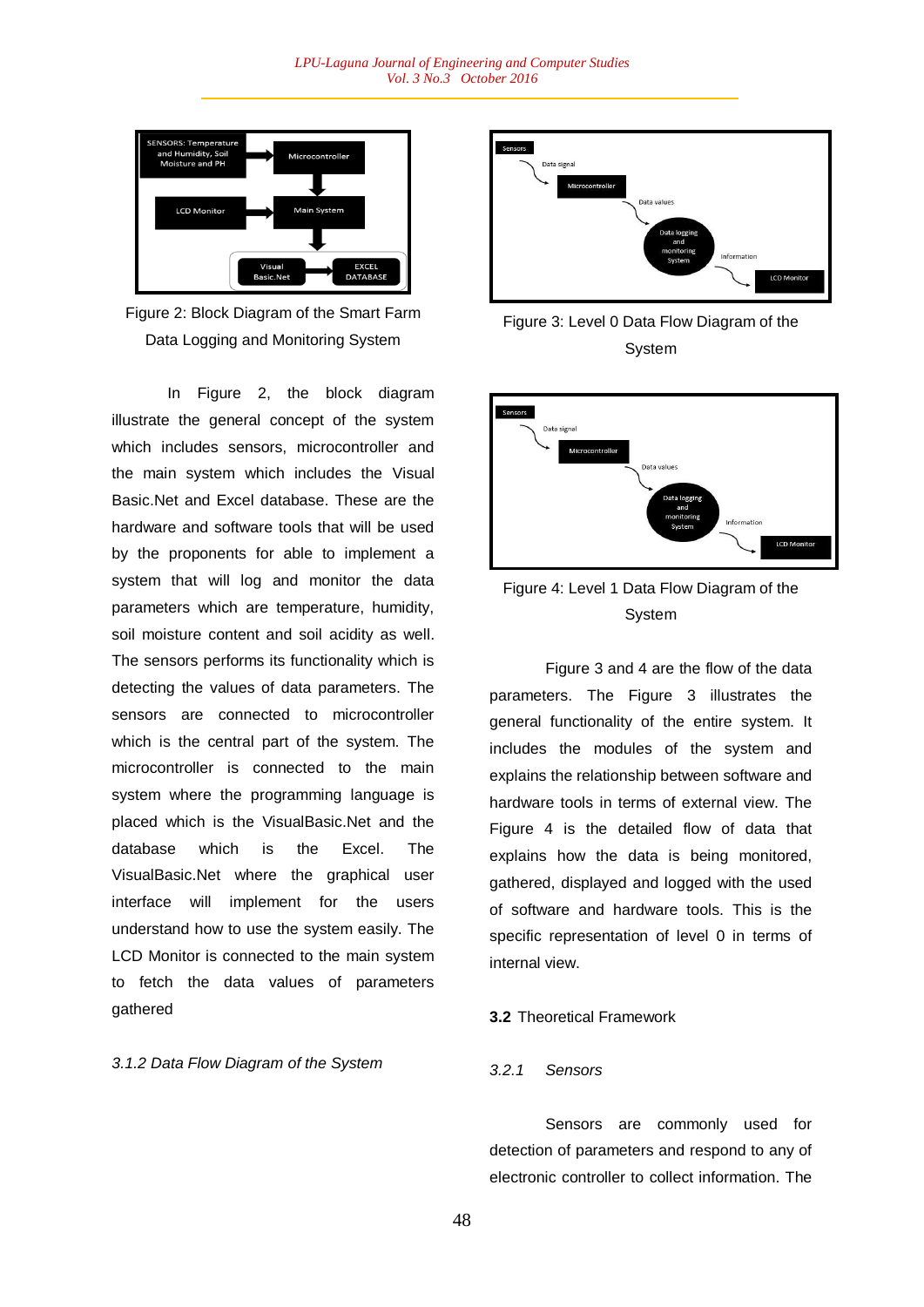Figure 2: Block Diagram of the Smart Farm Data Logging and Monitoring System

In Figure 2, the block diagram illustrate the general concept of the system which includes sensors, microcontroller and the main system which includes the Visual Basic.Net and Excel database. These are the hardware and software tools that will be used by the proponents for able to implement a system that will log and monitor the data parameters which are temperature, humidity, soil moisture content and soil acidity as well. The sensors performs its functionality which is detecting the values of data parameters. The sensors are connected to microcontroller which is the central part of the system. The microcontroller is connected to the main system where the programming language is placed which is the VisualBasic.Net and the database which is the Excel. The VisualBasic.Net where the graphical user interface will implement for the users understand how to use the system easily. The LCD Monitor is connected to the main system to fetch the data values of parameters gathered

*3.1.2 Data Flow Diagram of the System*

Figure 3: Level 0 Data Flow Diagram of the System

Figure 4: Level 1 Data Flow Diagram of the System

Figure 3 and 4 are the flow of the data parameters. The Figure 3 illustrates the general functionality of the entire system. It includes the modules of the system and explains the relationship between software and hardware tools in terms of external view. The Figure 4 is the detailed flow of data that explains how the data is being monitored, gathered, displayed and logged with the used of software and hardware tools. This is the specific representation of level 0 in terms of internal view.

### **3.2** Theoretical Framework

#### *3.2.1 Sensors*

Sensors are commonly used for detection of parameters and respond to any of electronic controller to collect information. The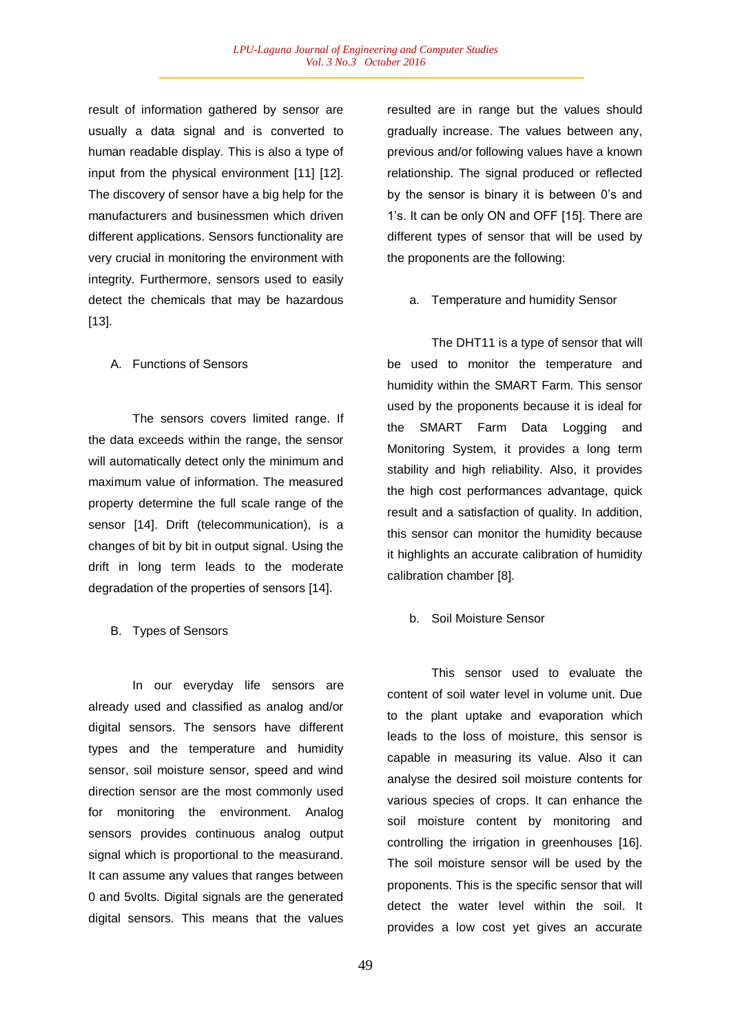result of information gathered by sensor are usually a data signal and is converted to human readable display. This is also a type of input from the physical environment [11] [12]. The discovery of sensor have a big help for the manufacturers and businessmen which driven different applications. Sensors functionality are very crucial in monitoring the environment with integrity. Furthermore, sensors used to easily detect the chemicals that may be hazardous [13].

### A. Functions of Sensors

The sensors covers limited range. If the data exceeds within the range, the sensor will automatically detect only the minimum and maximum value of information. The measured property determine the full scale range of the sensor [14]. Drift (telecommunication), is a changes of bit by bit in output signal. Using the drift in long term leads to the moderate degradation of the properties of sensors [14].

### B. Types of Sensors

In our everyday life sensors are already used and classified as analog and/or digital sensors. The sensors have different types and the temperature and humidity sensor, soil moisture sensor, speed and wind direction sensor are the most commonly used for monitoring the environment. Analog sensors provides continuous analog output signal which is proportional to the measurand. It can assume any values that ranges between 0 and 5volts. Digital signals are the generated digital sensors. This means that the values resulted are in range but the values should gradually increase. The values between any, previous and/or following values have a known relationship. The signal produced or reflected by the sensor is binary it is between 0's and 1's. It can be only ON and OFF [15]. There are different types of sensor that will be used by the proponents are the following:

#### a. Temperature and humidity Sensor

The DHT11 is a type of sensor that will be used to monitor the temperature and humidity within the SMART Farm. This sensor used by the proponents because it is ideal for the SMART Farm Data Logging and Monitoring System, it provides a long term stability and high reliability. Also, it provides the high cost performances advantage, quick result and a satisfaction of quality. In addition, this sensor can monitor the humidity because it highlights an accurate calibration of humidity calibration chamber [8].

#### b. Soil Moisture Sensor

This sensor used to evaluate the content of soil water level in volume unit. Due to the plant uptake and evaporation which leads to the loss of moisture, this sensor is capable in measuring its value. Also it can analyse the desired soil moisture contents for various species of crops. It can enhance the soil moisture content by monitoring and controlling the irrigation in greenhouses [16]. The soil moisture sensor will be used by the proponents. This is the specific sensor that will detect the water level within the soil. It provides a low cost yet gives an accurate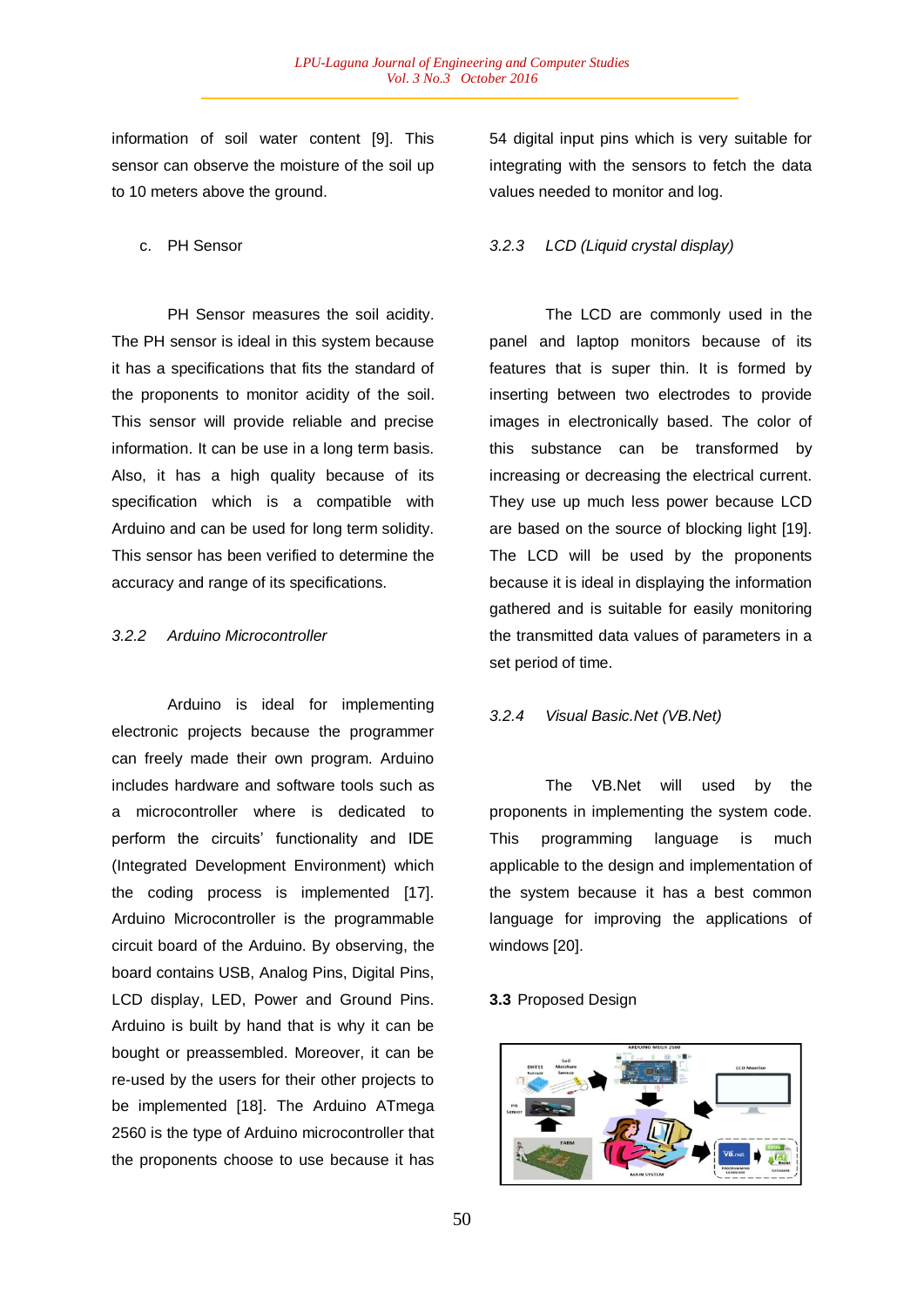information of soil water content [9]. This sensor can observe the moisture of the soil up to 10 meters above the ground.

c. PH Sensor

PH Sensor measures the soil acidity. The PH sensor is ideal in this system because it has a specifications that fits the standard of the proponents to monitor acidity of the soil. This sensor will provide reliable and precise information. It can be use in a long term basis. Also, it has a high quality because of its specification which is a compatible with Arduino and can be used for long term solidity. This sensor has been verified to determine the accuracy and range of its specifications.

### *3.2.2 Arduino Microcontroller*

Arduino is ideal for implementing electronic projects because the programmer can freely made their own program. Arduino includes hardware and software tools such as a microcontroller where is dedicated to perform the circuits' functionality and IDE (Integrated Development Environment) which the coding process is implemented [17]. Arduino Microcontroller is the programmable circuit board of the Arduino. By observing, the board contains USB, Analog Pins, Digital Pins, LCD display, LED, Power and Ground Pins. Arduino is built by hand that is why it can be bought or preassembled. Moreover, it can be re-used by the users for their other projects to be implemented [18]. The Arduino ATmega 2560 is the type of Arduino microcontroller that the proponents choose to use because it has 54 digital input pins which is very suitable for integrating with the sensors to fetch the data values needed to monitor and log.

### *3.2.3 LCD (Liquid crystal display)*

The LCD are commonly used in the panel and laptop monitors because of its features that is super thin. It is formed by inserting between two electrodes to provide images in electronically based. The color of this substance can be transformed by increasing or decreasing the electrical current. They use up much less power because LCD are based on the source of blocking light [19]. The LCD will be used by the proponents because it is ideal in displaying the information gathered and is suitable for easily monitoring the transmitted data values of parameters in a set period of time.

### *3.2.4 Visual Basic.Net (VB.Net)*

The VB.Net will used by the proponents in implementing the system code. This programming language is much applicable to the design and implementation of the system because it has a best common language for improving the applications of windows [20].

## **3.3** Proposed Design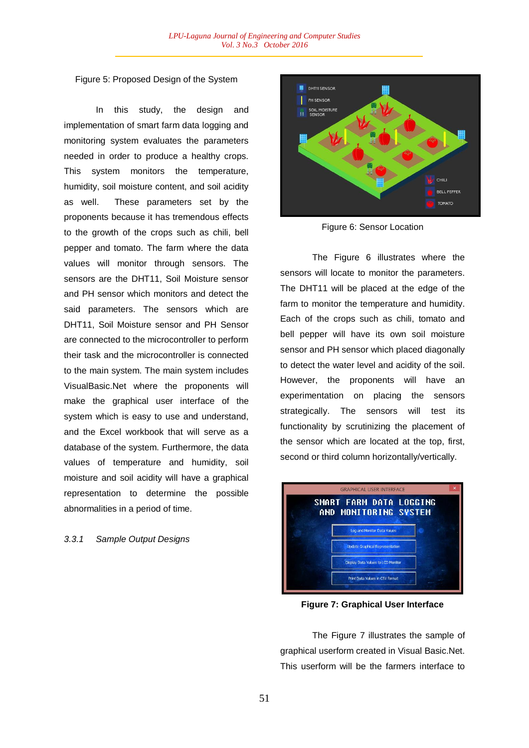Figure 5: Proposed Design of the System

In this study, the design and implementation of smart farm data logging and monitoring system evaluates the parameters needed in order to produce a healthy crops. This system monitors the temperature, humidity, soil moisture content, and soil acidity as well. These parameters set by the proponents because it has tremendous effects to the growth of the crops such as chili, bell pepper and tomato. The farm where the data values will monitor through sensors. The sensors are the DHT11, Soil Moisture sensor and PH sensor which monitors and detect the said parameters. The sensors which are DHT11, Soil Moisture sensor and PH Sensor are connected to the microcontroller to perform their task and the microcontroller is connected to the main system. The main system includes VisualBasic.Net where the proponents will make the graphical user interface of the system which is easy to use and understand, and the Excel workbook that will serve as a database of the system. Furthermore, the data values of temperature and humidity, soil moisture and soil acidity will have a graphical representation to determine the possible abnormalities in a period of time.

*3.3.1 Sample Output Designs*

Figure 6: Sensor Location

The Figure 6 illustrates where the sensors will locate to monitor the parameters. The DHT11 will be placed at the edge of the farm to monitor the temperature and humidity. Each of the crops such as chili, tomato and bell pepper will have its own soil moisture sensor and PH sensor which placed diagonally to detect the water level and acidity of the soil. However, the proponents will have an experimentation on placing the sensors strategically. The sensors will test its functionality by scrutinizing the placement of the sensor which are located at the top, first, second or third column horizontally/vertically.

**Figure 7: Graphical User Interface**

The Figure 7 illustrates the sample of graphical userform created in Visual Basic.Net. This userform will be the farmers interface to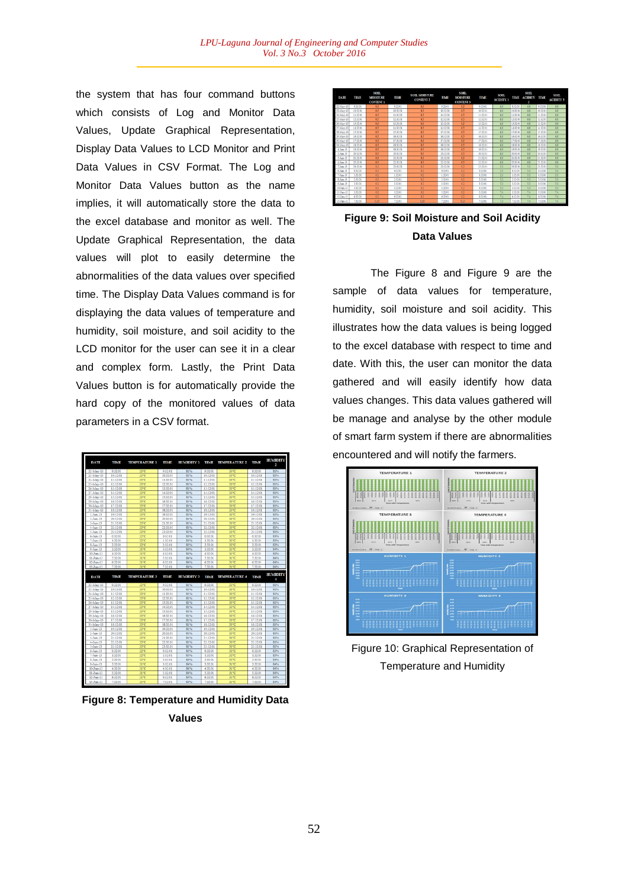the system that has four command buttons which consists of Log and Monitor Data Values, Update Graphical Representation, Display Data Values to LCD Monitor and Print Data Values in CSV Format. The Log and Monitor Data Values button as the name implies, it will automatically store the data to the excel database and monitor as well. The Update Graphical Representation, the data values will plot to easily determine the abnormalities of the data values over specified time. The Display Data Values command is for displaying the data values of temperature and humidity, soil moisture, and soil acidity to the LCD monitor for the user can see it in a clear and complex form. Lastly, the Print Data Values button is for automatically provide the hard copy of the monitored values of data parameters in a CSV format.

**Figure 8: Temperature and Humidity Data Values**

**Figure 9: Soil Moisture and Soil Acidity Data Values**

The Figure 8 and Figure 9 are the sample of data values for temperature, humidity, soil moisture and soil acidity. This illustrates how the data values is being logged to the excel database with respect to time and date. With this, the user can monitor the data gathered and will easily identify how data values changes. This data values gathered will be manage and analyse by the other module of smart farm system if there are abnormalities encountered and will notify the farmers.

Figure 10: Graphical Representation of Temperature and Humidity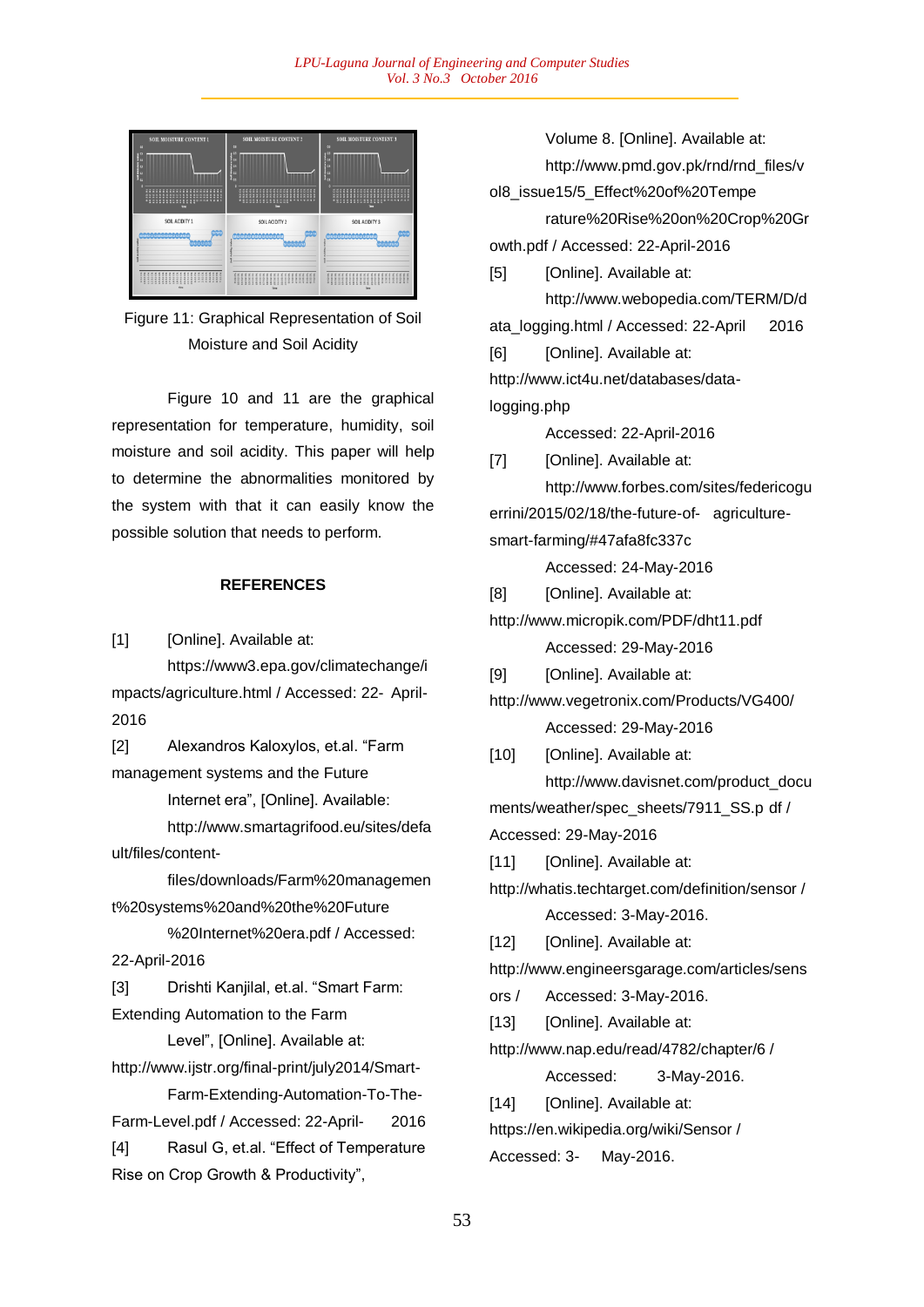Figure 11: Graphical Representation of Soil Moisture and Soil Acidity

Figure 10 and 11 are the graphical representation for temperature, humidity, soil moisture and soil acidity. This paper will help to determine the abnormalities monitored by the system with that it can easily know the possible solution that needs to perform.

## REFERENCES

[1] [Online]. Available at: https://www3.epa.gov/climatechange/impacts/agriculture.html / Accessed: 22- April-2016

[2] Alexandros Kaloxylos, et.al. "Farm management systems and the Future Internet era", [Online]. Available: http://www.smartagrifood.eu/sites/default/files/content-files/downloads/Farm%20management%20systems%20and%20the%20Future%20Internet%20era.pdf / Accessed: 22-April-2016

[3] Drishti Kanjilal, et.al. "Smart Farm: Extending Automation to the Farm Level", [Online]. Available at: http://www.ijstr.org/final-print/july2014/Smart-Farm-Extending-Automation-To-The-Farm-Level.pdf / Accessed: 22-April- 2016

[4] Rasul G, et.al. "Effect of Temperature Rise on Crop Growth & Productivity", Volume 8. [Online]. Available at: http://www.pmd.gov.pk/rnd/rnd_files/vol8_issue15/5_Effect%20of%20Temperature%20Rise%20on%20Crop%20Growth.pdf / Accessed: 22-April-2016

[5] [Online]. Available at: http://www.webopedia.com/TERM/D/data_logging.html / Accessed: 22-April 2016

[6] [Online]. Available at: http://www.ict4u.net/databases/data-logging.php Accessed: 22-April-2016

[7] [Online]. Available at: http://www.forbes.com/sites/federicoguerrini/2015/02/18/the-future-of- agriculture-smart-farming/#47afa8fc337c Accessed: 24-May-2016

[8] [Online]. Available at: http://www.micropik.com/PDF/dht11.pdf Accessed: 29-May-2016

[9] [Online]. Available at: http://www.vegetronix.com/Products/VG400/ Accessed: 29-May-2016

[10] [Online]. Available at: http://www.davisnet.com/product_documents/weather/spec_sheets/7911_SS.p df / Accessed: 29-May-2016

[11] [Online]. Available at: http://whatis.techtarget.com/definition/sensor / Accessed: 3-May-2016.

[12] [Online]. Available at: http://www.engineersgarage.com/articles/sensors / Accessed: 3-May-2016.

[13] [Online]. Available at: http://www.nap.edu/read/4782/chapter/6 / Accessed: 3-May-2016.

[14] [Online]. Available at: https://en.wikipedia.org/wiki/Sensor / Accessed: 3- May-2016.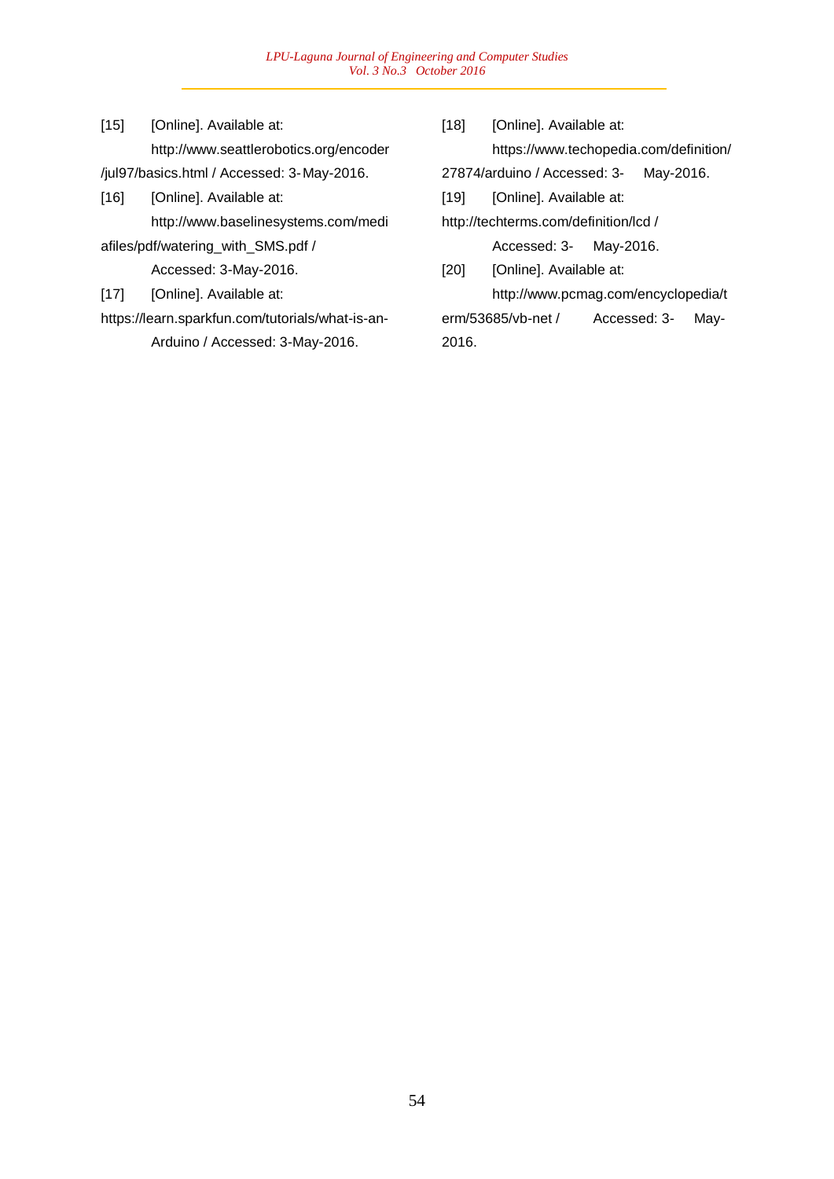[15] [Online]. Available at: http://www.seattlerobotics.org/encoder/jul97/basics.html / Accessed: 3-May-2016.

[16] [Online]. Available at: http://www.baselinesystems.com/mediafiles/pdf/watering_with_SMS.pdf / Accessed: 3-May-2016.

[17] [Online]. Available at: https://learn.sparkfun.com/tutorials/what-is-an-Arduino / Accessed: 3-May-2016.

[18] [Online]. Available at: https://www.techopedia.com/definition/27874/arduino / Accessed: 3- May-2016.

[19] [Online]. Available at: http://techterms.com/definition/lcd / Accessed: 3- May-2016.

[20] [Online]. Available at: http://www.pcmag.com/encyclopedia/term/53685/vb-net / Accessed: 3- May-2016.